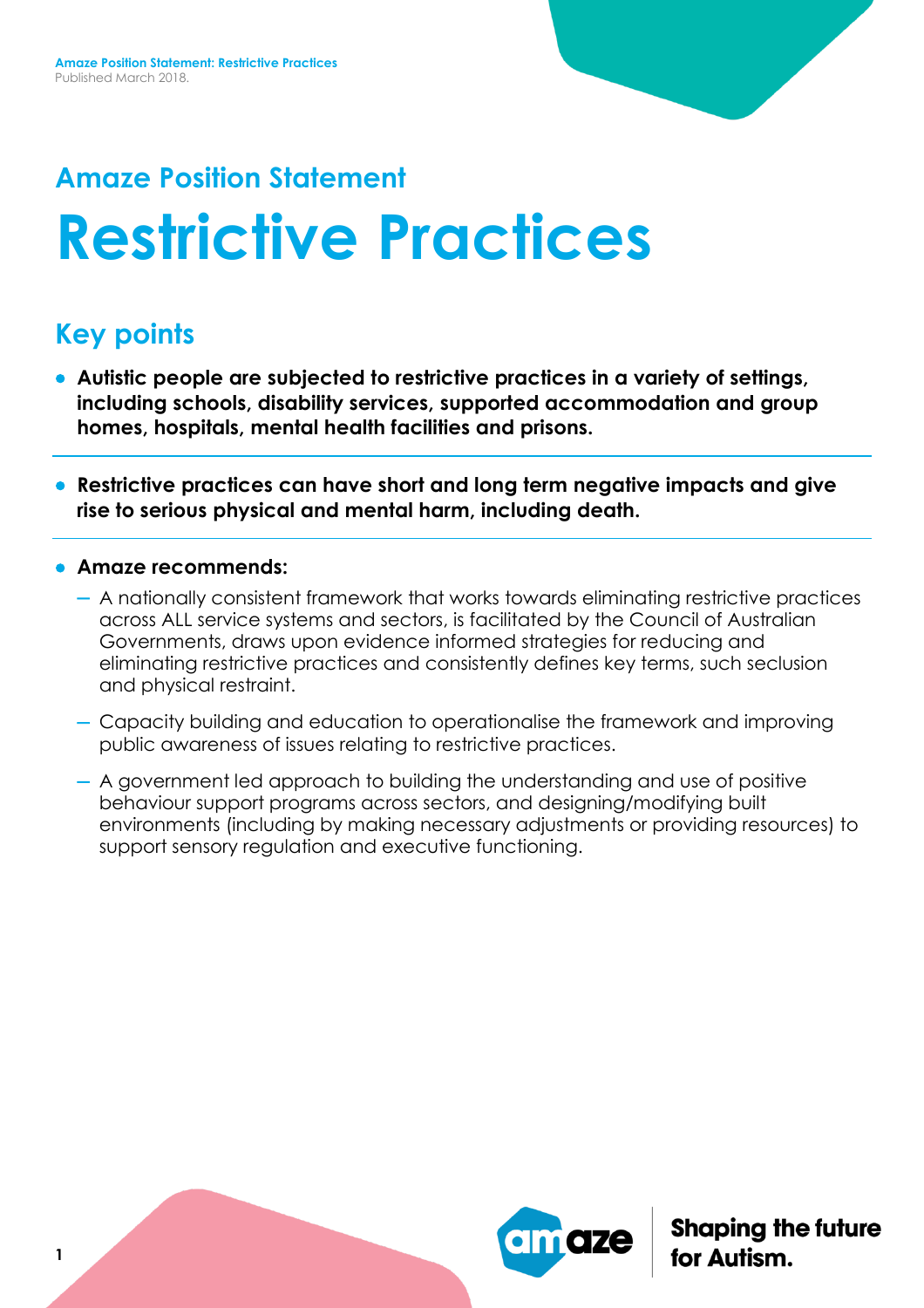Amaze Position Statement: Restrictive Practices
Published March 2018.

## Amaze Position Statement

# Restrictive Practices

## Key points

- **Autistic people are subjected to restrictive practices in a variety of settings, including schools, disability services, supported accommodation and group homes, hospitals, mental health facilities and prisons.**

- **Restrictive practices can have short and long term negative impacts and give rise to serious physical and mental harm, including death.**

- **Amaze recommends:**
  - A nationally consistent framework that works towards eliminating restrictive practices across ALL service systems and sectors, is facilitated by the Council of Australian Governments, draws upon evidence informed strategies for reducing and eliminating restrictive practices and consistently defines key terms, such seclusion and physical restraint.
  - Capacity building and education to operationalise the framework and improving public awareness of issues relating to restrictive practices.
  - A government led approach to building the understanding and use of positive behaviour support programs across sectors, and designing/modifying built environments (including by making necessary adjustments or providing resources) to support sensory regulation and executive functioning.

Shaping the future for Autism.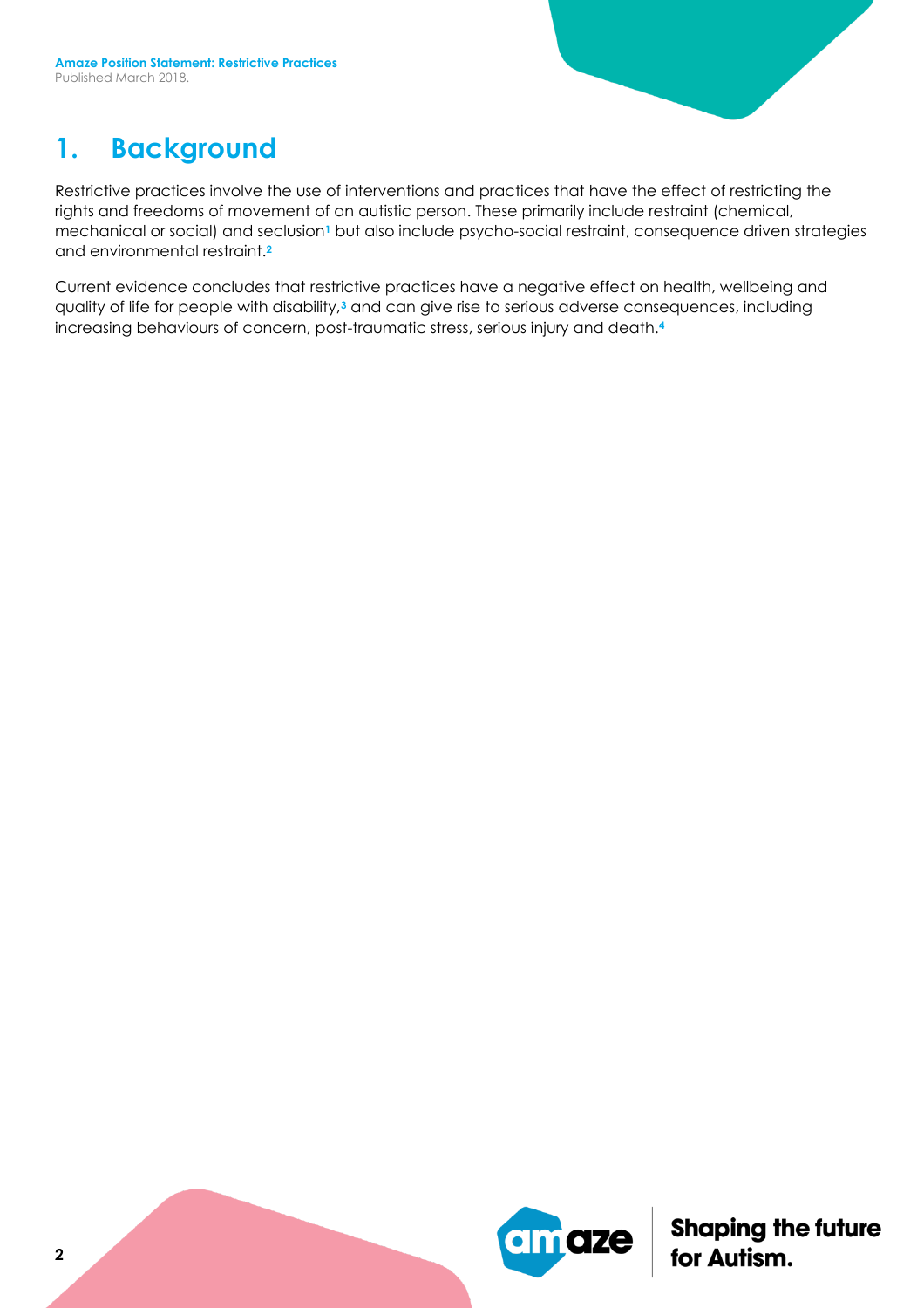# 1. Background

Restrictive practices involve the use of interventions and practices that have the effect of restricting the rights and freedoms of movement of an autistic person. These primarily include restraint (chemical, mechanical or social) and seclusion[1] but also include psycho-social restraint, consequence driven strategies and environmental restraint.[2]

Current evidence concludes that restrictive practices have a negative effect on health, wellbeing and quality of life for people with disability,[3] and can give rise to serious adverse consequences, including increasing behaviours of concern, post-traumatic stress, serious injury and death.[4]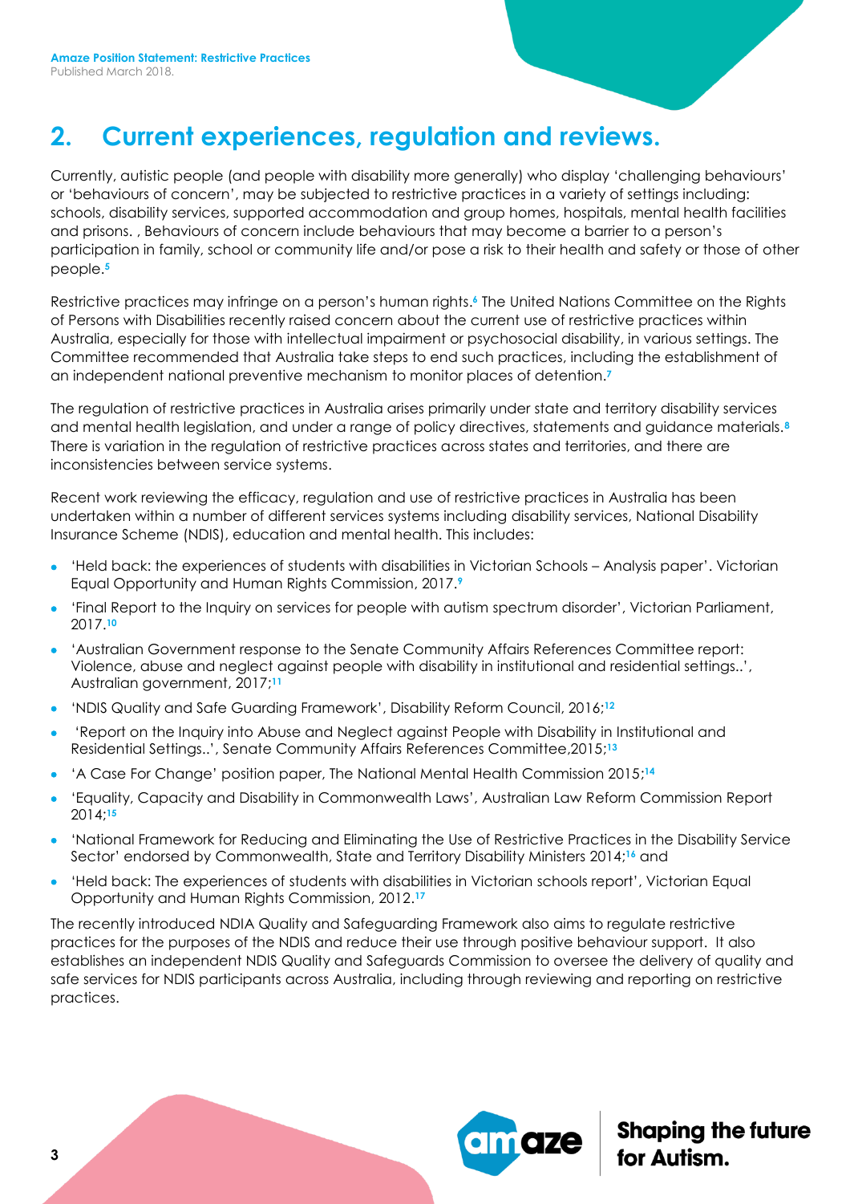## 2. Current experiences, regulation and reviews.

Currently, autistic people (and people with disability more generally) who display 'challenging behaviours' or 'behaviours of concern', may be subjected to restrictive practices in a variety of settings including: schools, disability services, supported accommodation and group homes, hospitals, mental health facilities and prisons. , Behaviours of concern include behaviours that may become a barrier to a person's participation in family, school or community life and/or pose a risk to their health and safety or those of other people.[5]

Restrictive practices may infringe on a person's human rights.[6] The United Nations Committee on the Rights of Persons with Disabilities recently raised concern about the current use of restrictive practices within Australia, especially for those with intellectual impairment or psychosocial disability, in various settings. The Committee recommended that Australia take steps to end such practices, including the establishment of an independent national preventive mechanism to monitor places of detention.[7]

The regulation of restrictive practices in Australia arises primarily under state and territory disability services and mental health legislation, and under a range of policy directives, statements and guidance materials.[8] There is variation in the regulation of restrictive practices across states and territories, and there are inconsistencies between service systems.

Recent work reviewing the efficacy, regulation and use of restrictive practices in Australia has been undertaken within a number of different services systems including disability services, National Disability Insurance Scheme (NDIS), education and mental health. This includes:

- 'Held back: the experiences of students with disabilities in Victorian Schools – Analysis paper'. Victorian Equal Opportunity and Human Rights Commission, 2017.[9]
- 'Final Report to the Inquiry on services for people with autism spectrum disorder', Victorian Parliament, 2017.[10]
- 'Australian Government response to the Senate Community Affairs References Committee report: Violence, abuse and neglect against people with disability in institutional and residential settings..', Australian government, 2017;[11]
- 'NDIS Quality and Safe Guarding Framework', Disability Reform Council, 2016;[12]
- 'Report on the Inquiry into Abuse and Neglect against People with Disability in Institutional and Residential Settings..', Senate Community Affairs References Committee,2015;[13]
- 'A Case For Change' position paper, The National Mental Health Commission 2015;[14]
- 'Equality, Capacity and Disability in Commonwealth Laws', Australian Law Reform Commission Report 2014;[15]
- 'National Framework for Reducing and Eliminating the Use of Restrictive Practices in the Disability Service Sector' endorsed by Commonwealth, State and Territory Disability Ministers 2014;[16] and
- 'Held back: The experiences of students with disabilities in Victorian schools report', Victorian Equal Opportunity and Human Rights Commission, 2012.[17]

The recently introduced NDIA Quality and Safeguarding Framework also aims to regulate restrictive practices for the purposes of the NDIS and reduce their use through positive behaviour support. It also establishes an independent NDIS Quality and Safeguards Commission to oversee the delivery of quality and safe services for NDIS participants across Australia, including through reviewing and reporting on restrictive practices.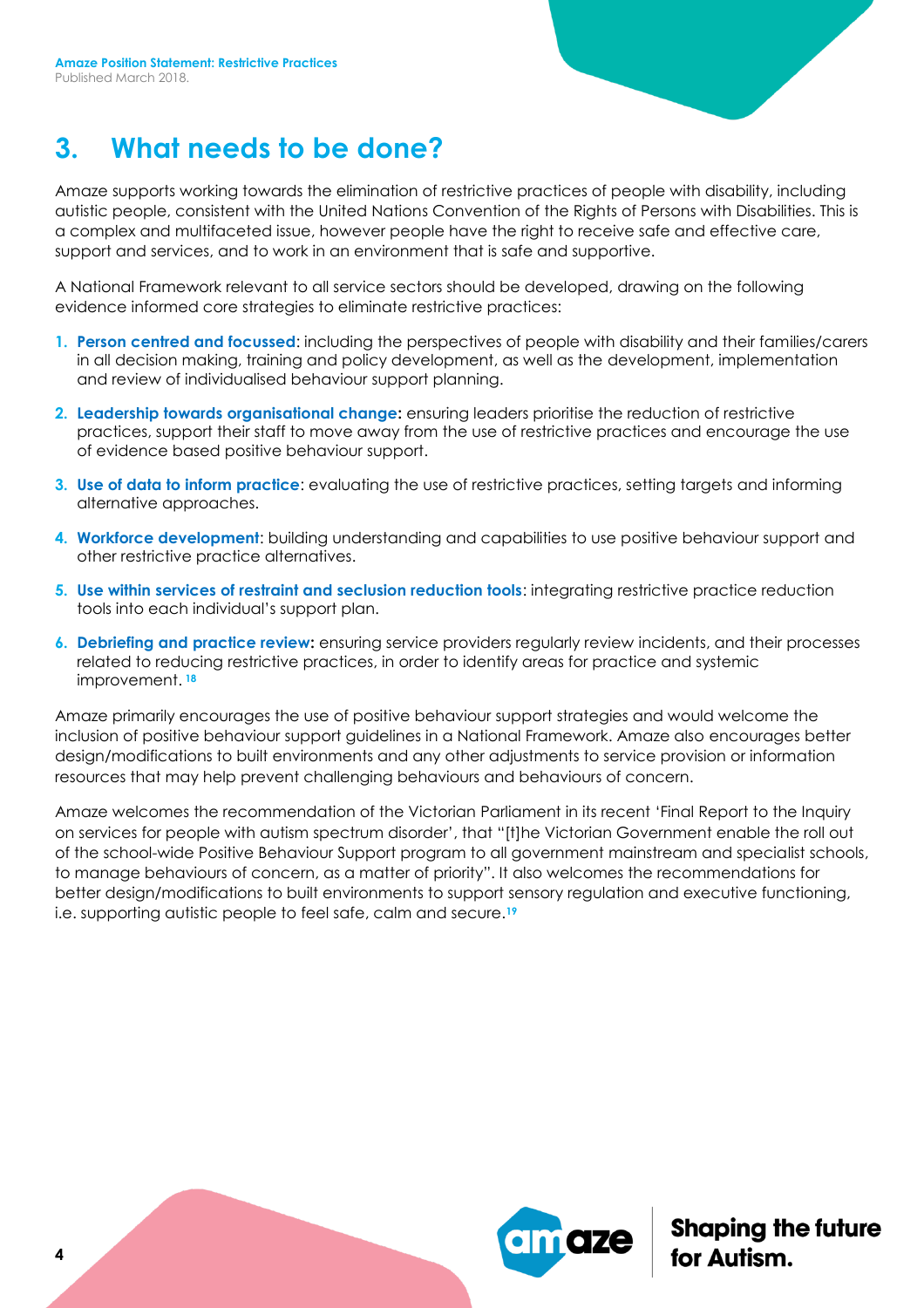## 3. What needs to be done?

Amaze supports working towards the elimination of restrictive practices of people with disability, including autistic people, consistent with the United Nations Convention of the Rights of Persons with Disabilities. This is a complex and multifaceted issue, however people have the right to receive safe and effective care, support and services, and to work in an environment that is safe and supportive.

A National Framework relevant to all service sectors should be developed, drawing on the following evidence informed core strategies to eliminate restrictive practices:

1. **Person centred and focussed**: including the perspectives of people with disability and their families/carers in all decision making, training and policy development, as well as the development, implementation and review of individualised behaviour support planning.
2. **Leadership towards organisational change:** ensuring leaders prioritise the reduction of restrictive practices, support their staff to move away from the use of restrictive practices and encourage the use of evidence based positive behaviour support.
3. **Use of data to inform practice**: evaluating the use of restrictive practices, setting targets and informing alternative approaches.
4. **Workforce development**: building understanding and capabilities to use positive behaviour support and other restrictive practice alternatives.
5. **Use within services of restraint and seclusion reduction tools**: integrating restrictive practice reduction tools into each individual's support plan.
6. **Debriefing and practice review:** ensuring service providers regularly review incidents, and their processes related to reducing restrictive practices, in order to identify areas for practice and systemic improvement. [18]

Amaze primarily encourages the use of positive behaviour support strategies and would welcome the inclusion of positive behaviour support guidelines in a National Framework. Amaze also encourages better design/modifications to built environments and any other adjustments to service provision or information resources that may help prevent challenging behaviours and behaviours of concern.

Amaze welcomes the recommendation of the Victorian Parliament in its recent 'Final Report to the Inquiry on services for people with autism spectrum disorder', that "[t]he Victorian Government enable the roll out of the school-wide Positive Behaviour Support program to all government mainstream and specialist schools, to manage behaviours of concern, as a matter of priority". It also welcomes the recommendations for better design/modifications to built environments to support sensory regulation and executive functioning, i.e. supporting autistic people to feel safe, calm and secure.[19]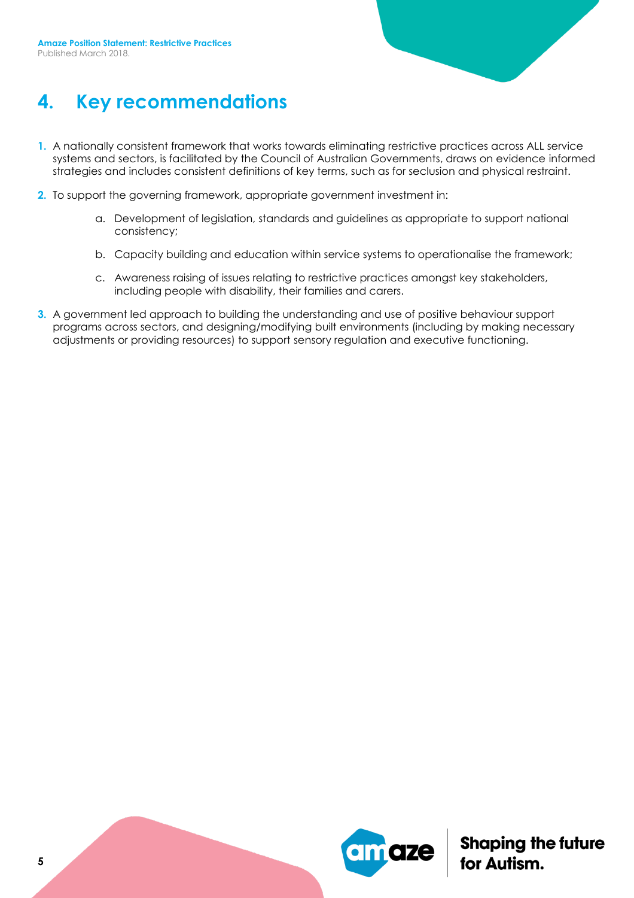## 4. Key recommendations

1. A nationally consistent framework that works towards eliminating restrictive practices across ALL service systems and sectors, is facilitated by the Council of Australian Governments, draws on evidence informed strategies and includes consistent definitions of key terms, such as for seclusion and physical restraint.

2. To support the governing framework, appropriate government investment in:

   a. Development of legislation, standards and guidelines as appropriate to support national consistency;

   b. Capacity building and education within service systems to operationalise the framework;

   c. Awareness raising of issues relating to restrictive practices amongst key stakeholders, including people with disability, their families and carers.

3. A government led approach to building the understanding and use of positive behaviour support programs across sectors, and designing/modifying built environments (including by making necessary adjustments or providing resources) to support sensory regulation and executive functioning.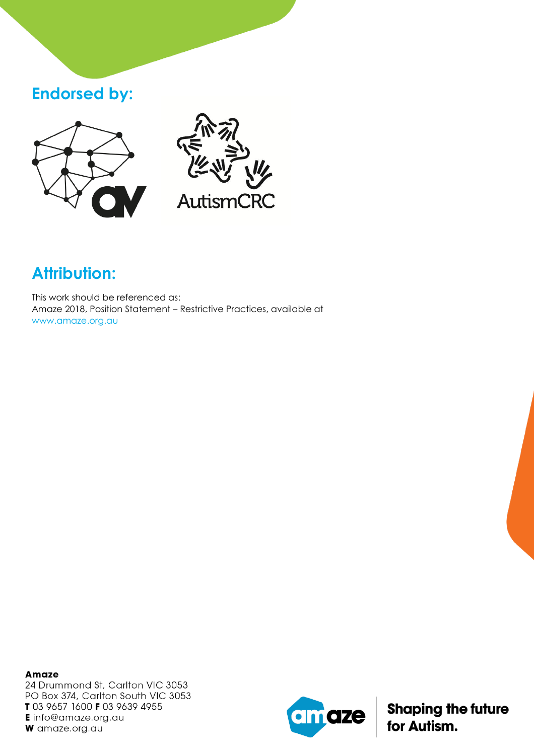## Endorsed by:

AutismCRC

## Attribution:

This work should be referenced as:
Amaze 2018, Position Statement – Restrictive Practices, available at
www.amaze.org.au

**Amaze**
24 Drummond St, Carlton VIC 3053
PO Box 374, Carlton South VIC 3053
**T** 03 9657 1600 **F** 03 9639 4955
**E** info@amaze.org.au
**W** amaze.org.au

amaze **Shaping the future for Autism.**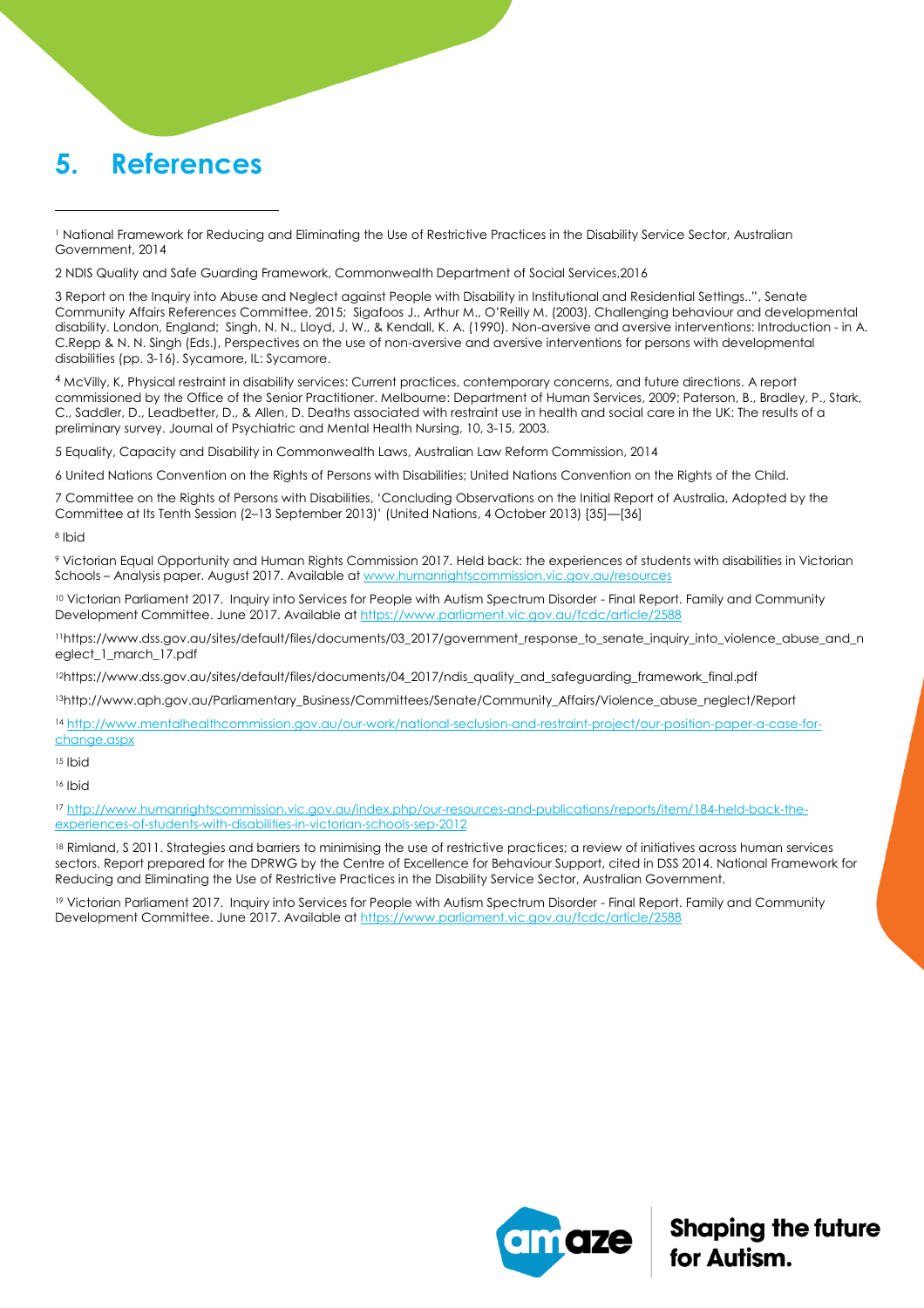## 5. References

[1] National Framework for Reducing and Eliminating the Use of Restrictive Practices in the Disability Service Sector, Australian Government, 2014

2 NDIS Quality and Safe Guarding Framework, Commonwealth Department of Social Services,2016

3 Report on the Inquiry into Abuse and Neglect against People with Disability in Institutional and Residential Settings..", Senate Community Affairs References Committee, 2015; Sigafoos J., Arthur M., O'Reilly M. (2003). Challenging behaviour and developmental disability. London, England; Singh, N. N., Lloyd, J. W., & Kendall, K. A. (1990). Non-aversive and aversive interventions: Introduction - in A. C.Repp & N. N. Singh (Eds.), Perspectives on the use of non-aversive and aversive interventions for persons with developmental disabilities (pp. 3-16). Sycamore, IL: Sycamore.

[4] McVilly, K, Physical restraint in disability services: Current practices, contemporary concerns, and future directions. A report commissioned by the Office of the Senior Practitioner. Melbourne: Department of Human Services, 2009; Paterson, B., Bradley, P., Stark, C., Saddler, D., Leadbetter, D., & Allen, D. Deaths associated with restraint use in health and social care in the UK: The results of a preliminary survey. Journal of Psychiatric and Mental Health Nursing, 10, 3-15, 2003.

5 Equality, Capacity and Disability in Commonwealth Laws, Australian Law Reform Commission, 2014

6 United Nations Convention on the Rights of Persons with Disabilities; United Nations Convention on the Rights of the Child.

7 Committee on the Rights of Persons with Disabilities, 'Concluding Observations on the Initial Report of Australia, Adopted by the Committee at Its Tenth Session (2–13 September 2013)' (United Nations, 4 October 2013) [35]—[36]

[8] Ibid

[9] Victorian Equal Opportunity and Human Rights Commission 2017. Held back: the experiences of students with disabilities in Victorian Schools – Analysis paper. August 2017. Available at www.humanrightscommission.vic.gov.au/resources

[10] Victorian Parliament 2017. Inquiry into Services for People with Autism Spectrum Disorder - Final Report. Family and Community Development Committee. June 2017. Available at https://www.parliament.vic.gov.au/fcdc/article/2588

[11] https://www.dss.gov.au/sites/default/files/documents/03_2017/government_response_to_senate_inquiry_into_violence_abuse_and_neglect_1_march_17.pdf

[12] https://www.dss.gov.au/sites/default/files/documents/04_2017/ndis_quality_and_safeguarding_framework_final.pdf

[13] http://www.aph.gov.au/Parliamentary_Business/Committees/Senate/Community_Affairs/Violence_abuse_neglect/Report

[14] http://www.mentalhealthcommission.gov.au/our-work/national-seclusion-and-restraint-project/our-position-paper-a-case-for-change.aspx

[15] Ibid

[16] Ibid

[17] http://www.humanrightscommission.vic.gov.au/index.php/our-resources-and-publications/reports/item/184-held-back-the-experiences-of-students-with-disabilities-in-victorian-schools-sep-2012

[18] Rimland, S 2011. Strategies and barriers to minimising the use of restrictive practices; a review of initiatives across human services sectors. Report prepared for the DPRWG by the Centre of Excellence for Behaviour Support, cited in DSS 2014. National Framework for Reducing and Eliminating the Use of Restrictive Practices in the Disability Service Sector, Australian Government.

[19] Victorian Parliament 2017. Inquiry into Services for People with Autism Spectrum Disorder - Final Report. Family and Community Development Committee. June 2017. Available at https://www.parliament.vic.gov.au/fcdc/article/2588

amaze Shaping the future for Autism.